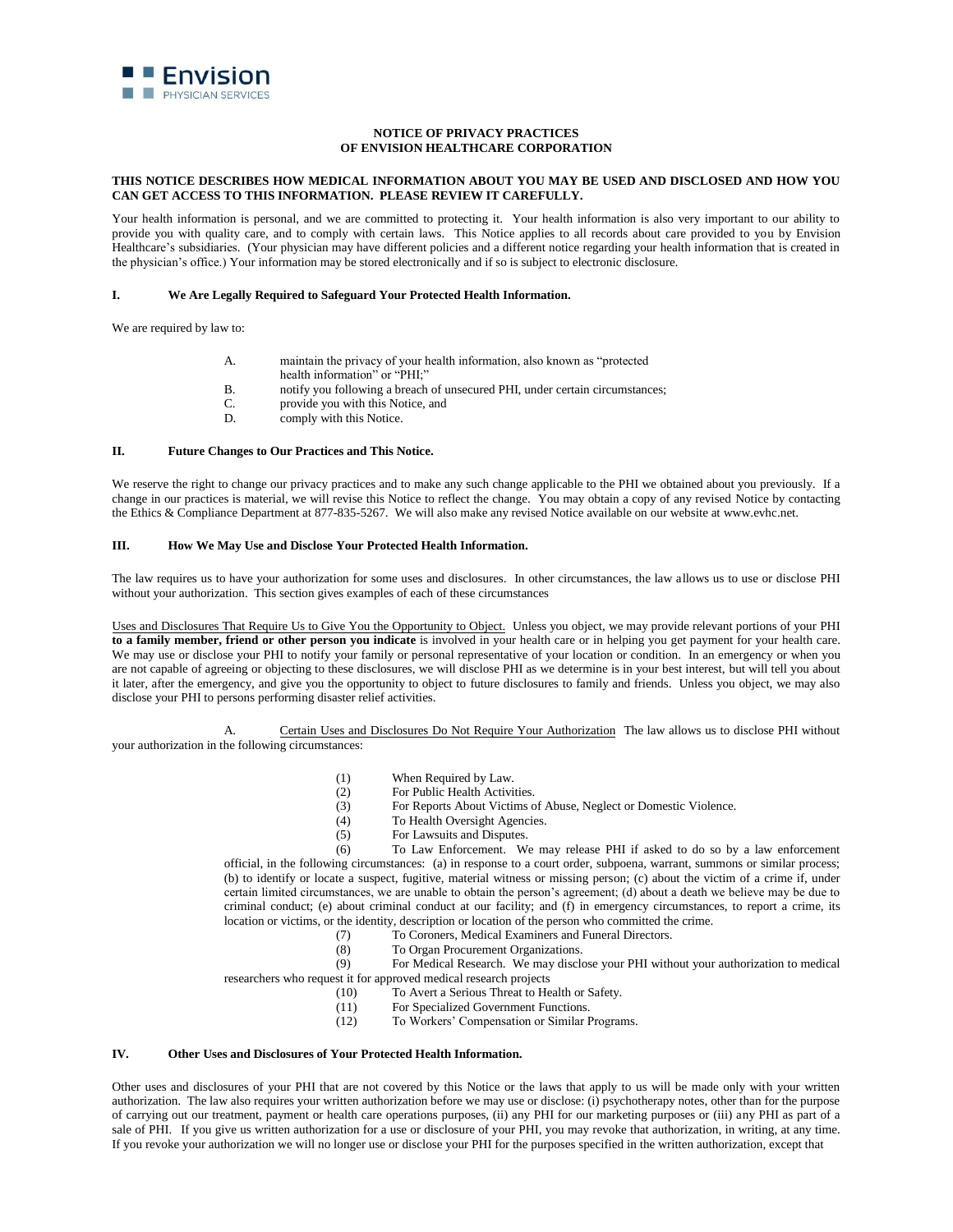Envision PHYSICIAN SERVICES

# NOTICE OF PRIVACY PRACTICES OF ENVISION HEALTHCARE CORPORATION

**THIS NOTICE DESCRIBES HOW MEDICAL INFORMATION ABOUT YOU MAY BE USED AND DISCLOSED AND HOW YOU CAN GET ACCESS TO THIS INFORMATION. PLEASE REVIEW IT CAREFULLY.**

Your health information is personal, and we are committed to protecting it. Your health information is also very important to our ability to provide you with quality care, and to comply with certain laws. This Notice applies to all records about care provided to you by Envision Healthcare's subsidiaries. (Your physician may have different policies and a different notice regarding your health information that is created in the physician's office.) Your information may be stored electronically and if so is subject to electronic disclosure.

## I. We Are Legally Required to Safeguard Your Protected Health Information.

We are required by law to:

A. maintain the privacy of your health information, also known as "protected health information" or "PHI;"
B. notify you following a breach of unsecured PHI, under certain circumstances;
C. provide you with this Notice, and
D. comply with this Notice.

## II. Future Changes to Our Practices and This Notice.

We reserve the right to change our privacy practices and to make any such change applicable to the PHI we obtained about you previously. If a change in our practices is material, we will revise this Notice to reflect the change. You may obtain a copy of any revised Notice by contacting the Ethics & Compliance Department at 877-835-5267. We will also make any revised Notice available on our website at www.evhc.net.

## III. How We May Use and Disclose Your Protected Health Information.

The law requires us to have your authorization for some uses and disclosures. In other circumstances, the law allows us to use or disclose PHI without your authorization. This section gives examples of each of these circumstances

Uses and Disclosures That Require Us to Give You the Opportunity to Object. Unless you object, we may provide relevant portions of your PHI **to a family member, friend or other person you indicate** is involved in your health care or in helping you get payment for your health care. We may use or disclose your PHI to notify your family or personal representative of your location or condition. In an emergency or when you are not capable of agreeing or objecting to these disclosures, we will disclose PHI as we determine is in your best interest, but will tell you about it later, after the emergency, and give you the opportunity to object to future disclosures to family and friends. Unless you object, we may also disclose your PHI to persons performing disaster relief activities.

A. Certain Uses and Disclosures Do Not Require Your Authorization The law allows us to disclose PHI without your authorization in the following circumstances:

(1) When Required by Law.
(2) For Public Health Activities.
(3) For Reports About Victims of Abuse, Neglect or Domestic Violence.
(4) To Health Oversight Agencies.
(5) For Lawsuits and Disputes.
(6) To Law Enforcement. We may release PHI if asked to do so by a law enforcement official, in the following circumstances: (a) in response to a court order, subpoena, warrant, summons or similar process; (b) to identify or locate a suspect, fugitive, material witness or missing person; (c) about the victim of a crime if, under certain limited circumstances, we are unable to obtain the person's agreement; (d) about a death we believe may be due to criminal conduct; (e) about criminal conduct at our facility; and (f) in emergency circumstances, to report a crime, its location or victims, or the identity, description or location of the person who committed the crime.
(7) To Coroners, Medical Examiners and Funeral Directors.
(8) To Organ Procurement Organizations.
(9) For Medical Research. We may disclose your PHI without your authorization to medical researchers who request it for approved medical research projects
(10) To Avert a Serious Threat to Health or Safety.
(11) For Specialized Government Functions.
(12) To Workers' Compensation or Similar Programs.

## IV. Other Uses and Disclosures of Your Protected Health Information.

Other uses and disclosures of your PHI that are not covered by this Notice or the laws that apply to us will be made only with your written authorization. The law also requires your written authorization before we may use or disclose: (i) psychotherapy notes, other than for the purpose of carrying out our treatment, payment or health care operations purposes, (ii) any PHI for our marketing purposes or (iii) any PHI as part of a sale of PHI. If you give us written authorization for a use or disclosure of your PHI, you may revoke that authorization, in writing, at any time. If you revoke your authorization we will no longer use or disclose your PHI for the purposes specified in the written authorization, except that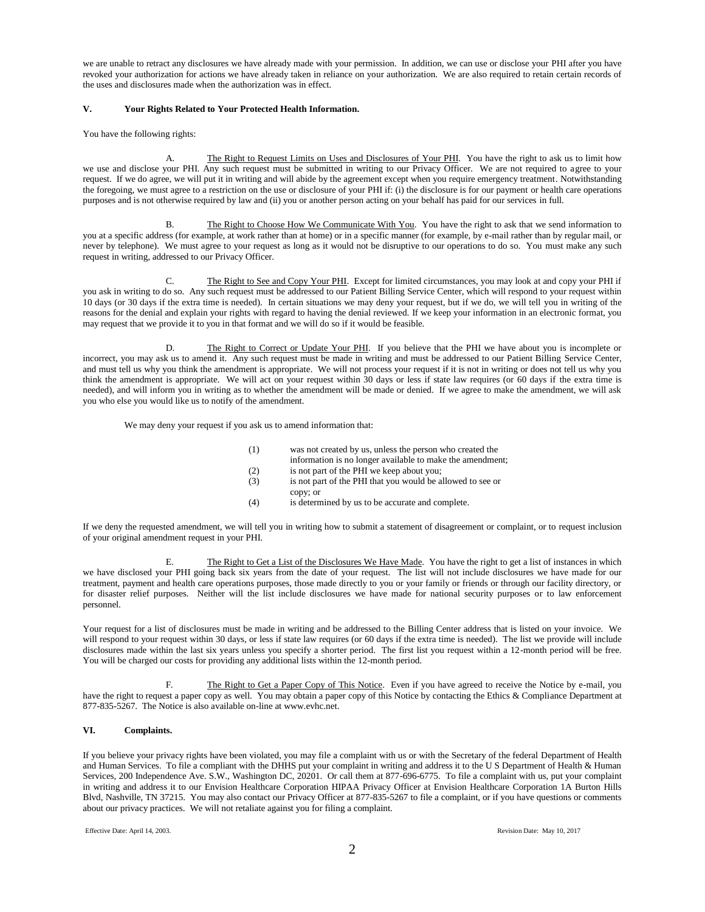we are unable to retract any disclosures we have already made with your permission. In addition, we can use or disclose your PHI after you have revoked your authorization for actions we have already taken in reliance on your authorization. We are also required to retain certain records of the uses and disclosures made when the authorization was in effect.

## V. Your Rights Related to Your Protected Health Information.

You have the following rights:

A. The Right to Request Limits on Uses and Disclosures of Your PHI. You have the right to ask us to limit how we use and disclose your PHI. Any such request must be submitted in writing to our Privacy Officer. We are not required to agree to your request. If we do agree, we will put it in writing and will abide by the agreement except when you require emergency treatment. Notwithstanding the foregoing, we must agree to a restriction on the use or disclosure of your PHI if: (i) the disclosure is for our payment or health care operations purposes and is not otherwise required by law and (ii) you or another person acting on your behalf has paid for our services in full.

B. The Right to Choose How We Communicate With You. You have the right to ask that we send information to you at a specific address (for example, at work rather than at home) or in a specific manner (for example, by e-mail rather than by regular mail, or never by telephone). We must agree to your request as long as it would not be disruptive to our operations to do so. You must make any such request in writing, addressed to our Privacy Officer.

C. The Right to See and Copy Your PHI. Except for limited circumstances, you may look at and copy your PHI if you ask in writing to do so. Any such request must be addressed to our Patient Billing Service Center, which will respond to your request within 10 days (or 30 days if the extra time is needed). In certain situations we may deny your request, but if we do, we will tell you in writing of the reasons for the denial and explain your rights with regard to having the denial reviewed. If we keep your information in an electronic format, you may request that we provide it to you in that format and we will do so if it would be feasible.

D. The Right to Correct or Update Your PHI. If you believe that the PHI we have about you is incomplete or incorrect, you may ask us to amend it. Any such request must be made in writing and must be addressed to our Patient Billing Service Center, and must tell us why you think the amendment is appropriate. We will not process your request if it is not in writing or does not tell us why you think the amendment is appropriate. We will act on your request within 30 days or less if state law requires (or 60 days if the extra time is needed), and will inform you in writing as to whether the amendment will be made or denied. If we agree to make the amendment, we will ask you who else you would like us to notify of the amendment.

We may deny your request if you ask us to amend information that:

(1) was not created by us, unless the person who created the information is no longer available to make the amendment;
(2) is not part of the PHI we keep about you;
(3) is not part of the PHI that you would be allowed to see or copy; or
(4) is determined by us to be accurate and complete.

If we deny the requested amendment, we will tell you in writing how to submit a statement of disagreement or complaint, or to request inclusion of your original amendment request in your PHI.

E. The Right to Get a List of the Disclosures We Have Made. You have the right to get a list of instances in which we have disclosed your PHI going back six years from the date of your request. The list will not include disclosures we have made for our treatment, payment and health care operations purposes, those made directly to you or your family or friends or through our facility directory, or for disaster relief purposes. Neither will the list include disclosures we have made for national security purposes or to law enforcement personnel.

Your request for a list of disclosures must be made in writing and be addressed to the Billing Center address that is listed on your invoice. We will respond to your request within 30 days, or less if state law requires (or 60 days if the extra time is needed). The list we provide will include disclosures made within the last six years unless you specify a shorter period. The first list you request within a 12-month period will be free. You will be charged our costs for providing any additional lists within the 12-month period.

F. The Right to Get a Paper Copy of This Notice. Even if you have agreed to receive the Notice by e-mail, you have the right to request a paper copy as well. You may obtain a paper copy of this Notice by contacting the Ethics & Compliance Department at 877-835-5267. The Notice is also available on-line at www.evhc.net.

## VI. Complaints.

If you believe your privacy rights have been violated, you may file a complaint with us or with the Secretary of the federal Department of Health and Human Services. To file a compliant with the DHHS put your complaint in writing and address it to the U S Department of Health & Human Services, 200 Independence Ave. S.W., Washington DC, 20201. Or call them at 877-696-6775. To file a complaint with us, put your complaint in writing and address it to our Envision Healthcare Corporation HIPAA Privacy Officer at Envision Healthcare Corporation 1A Burton Hills Blvd, Nashville, TN 37215. You may also contact our Privacy Officer at 877-835-5267 to file a complaint, or if you have questions or comments about our privacy practices. We will not retaliate against you for filing a complaint.

Effective Date: April 14, 2003. Revision Date: May 10, 2017